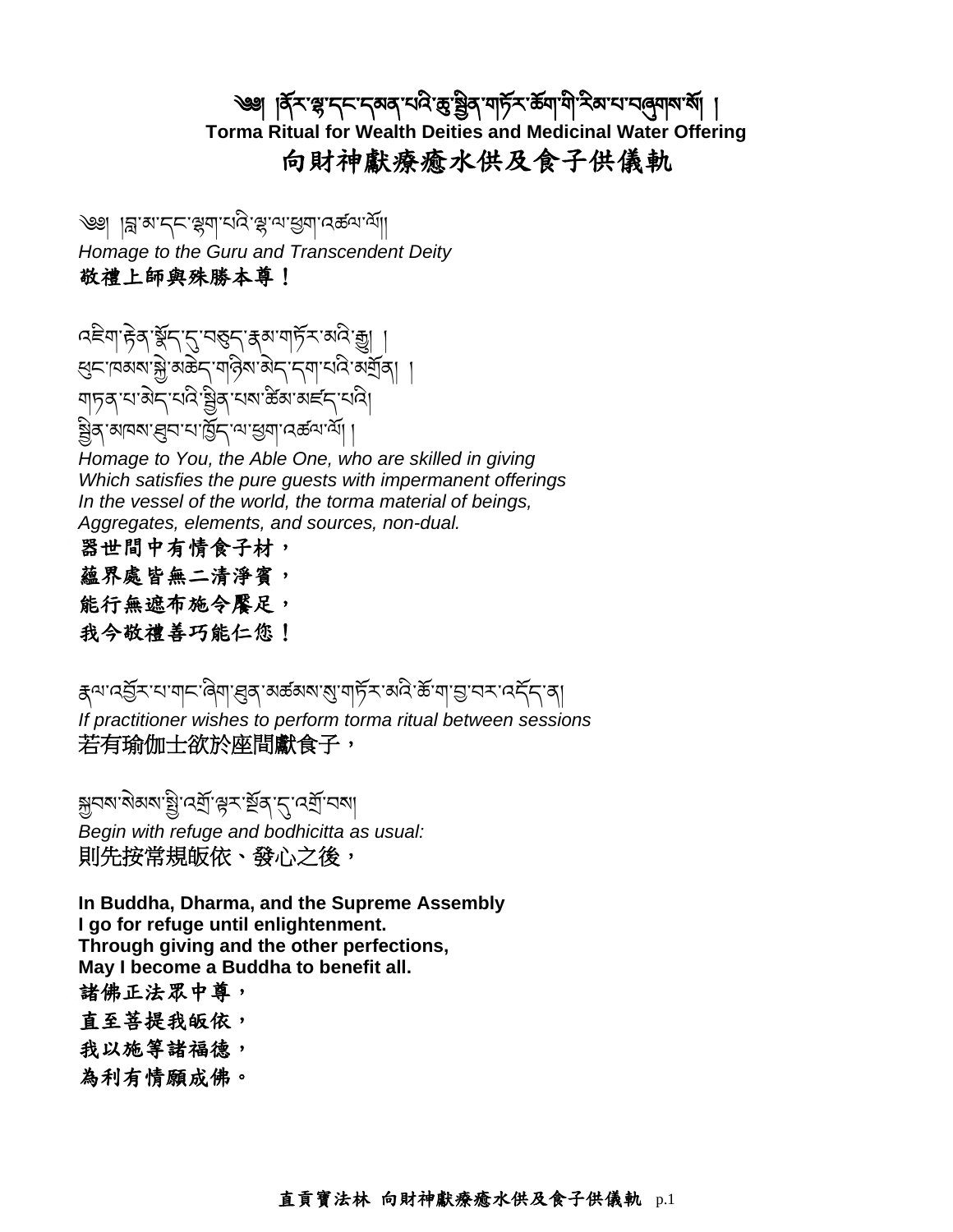# ༄༅། །ནོར་ལྷ་དང་དམན་པའི་ཆུ་སྦྱིན་གཏོར་ཆོག་གི་རིམ་པ་བཞུགས་སོ། །
**Torma Ritual for Wealth Deities and Medicinal Water Offering**
# 向財神獻療癒水供及食子供儀軌

༄༅། །བླ་མ་དང་ལྷག་པའི་ལྷ་ལ་ཕྱག་འཚལ་ལོ།།
*Homage to the Guru and Transcendent Deity*
**敬禮上師與殊勝本尊！**

འཇིག་རྟེན་སྣོད་དུ་བཅུད་རྣམ་གཏོར་མའི་རྫས། །
ཕུང་ཁམས་སྐྱེ་མཆེད་གཉིས་མེད་དག་པའི་མགྲོན། །
གཏན་པ་མེད་པའི་སྦྱིན་པས་ཚིམ་མཛད་པའི།
སྦྱིན་མཁས་ཐུབ་པ་ཁྱོད་ལ་ཕྱག་འཚལ་ལོ། །
*Homage to You, the Able One, who are skilled in giving*
*Which satisfies the pure guests with impermanent offerings*
*In the vessel of the world, the torma material of beings,*
*Aggregates, elements, and sources, non-dual.*
**器世間中有情食子材，**
**蘊界處皆無二清淨賓，**
**能行無遮布施令饜足，**
**我今敬禮善巧能仁您！**

རྣལ་འབྱོར་པ་གང་ཞིག་ཐུན་མཚམས་སུ་གཏོར་མའི་ཆོ་ག་བྱ་བར་འདོད་ན།
*If practitioner wishes to perform torma ritual between sessions*
若有瑜伽士欲於座間獻食子，

སྐྱབས་སེམས་སྔོན་འགྲོ་ལྟར་སྔོན་དུ་འགྲོ་བས།
*Begin with refuge and bodhicitta as usual:*
則先按常規皈依、發心之後，

**In Buddha, Dharma, and the Supreme Assembly**
**I go for refuge until enlightenment.**
**Through giving and the other perfections,**
**May I become a Buddha to benefit all.**
**諸佛正法眾中尊，**
**直至菩提我皈依，**
**我以施等諸福德，**
**為利有情願成佛。**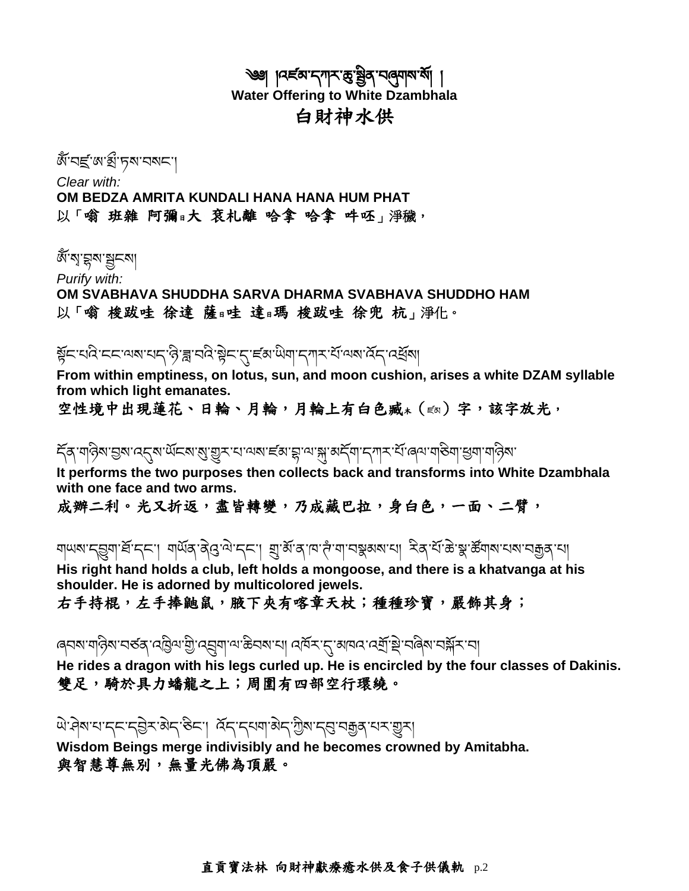# ༄༅། །འཛམ་དཀར་ཆུ་སྦྱིན་བཞུགས་སོ། །

**Water Offering to White Dzambhala**

# 白財神水供

ཨོཾ་བཛྲ་ཨ་མྲྀ་ཏས་བསང་།

*Clear with:*

**OM BEDZA AMRITA KUNDALI HANA HANA HUM PHAT**

以「**嗡 班雜 阿彌**日**大 袞札離 哈拿 哈拿 吽呸**」淨穢，

ཨོཾ་སྭ་བྷཱ་ས་སྦྱངས།

*Purify with:*

**OM SVABHAVA SHUDDHA SARVA DHARMA SVABHAVA SHUDDHO HAM**

以「**嗡 梭跋哇 徐達 薩**日**哇 達**日**瑪 梭跋哇 徐兜 杭**」淨化。

སྟོང་པའི་ངང་ལས་པད་ཉི་ཟླ་བའི་སྟེང་དུ་ཛཾ་ཡིག་དཀར་པོ་ལས་འོད་འཕྲོས།

**From within emptiness, on lotus, sun, and moon cushion, arises a white DZAM syllable from which light emanates.**

空性境中出現蓮花、日輪、月輪，月輪上有白色藏木（ཛཾ）字，該字放光，

དོན་གཉིས་བྱས་འདུས་ཡོངས་སུ་གྱུར་པ་ལས་ཛཾ་བྷ་ལ་སྐུ་མདོག་དཀར་པོ་ཞལ་གཅིག་ཕྱག་གཉིས་

**It performs the two purposes then collects back and transforms into White Dzambhala with one face and two arms.**

成辦二利。光又折返，盡皆轉變，乃成藏巴拉，身白色，一面、二臂，

གཡས་དབྱུག་ཐོ་དང་། གཡོན་ནེའུ་ལེ་དང་། གྲུ་མོ་ན་ཁ་ཊཱཾ་ག་བསྣམས་པ། རིན་པོ་ཆེ་སྣ་ཚོགས་པས་བརྒྱན་པ།

**His right hand holds a club, left holds a mongoose, and there is a khatvanga at his shoulder. He is adorned by multicolored jewels.**

右手持棍，左手捧鼬鼠，腋下夾有喀章天杖；種種珍寶，嚴飾其身；

ཞབས་གཉིས་བརྩན་འཁྱིལ་གྱི་འབྲུག་ལ་ཆིབས་པ། འཁོར་དུ་མཁའ་འགྲོ་སྡེ་བཞིས་བསྐོར་བ།

**He rides a dragon with his legs curled up. He is encircled by the four classes of Dakinis.**

雙足，騎於具力蟠龍之上；周圍有四部空行環繞。

ཡེ་ཤེས་པ་དང་དབྱེར་མེད་ཅིང་། འོད་དཔག་མེད་ཀྱིས་དབུ་བརྒྱན་པར་གྱུར།

**Wisdom Beings merge indivisibly and he becomes crowned by Amitabha.**

與智慧尊無別，無量光佛為頂嚴。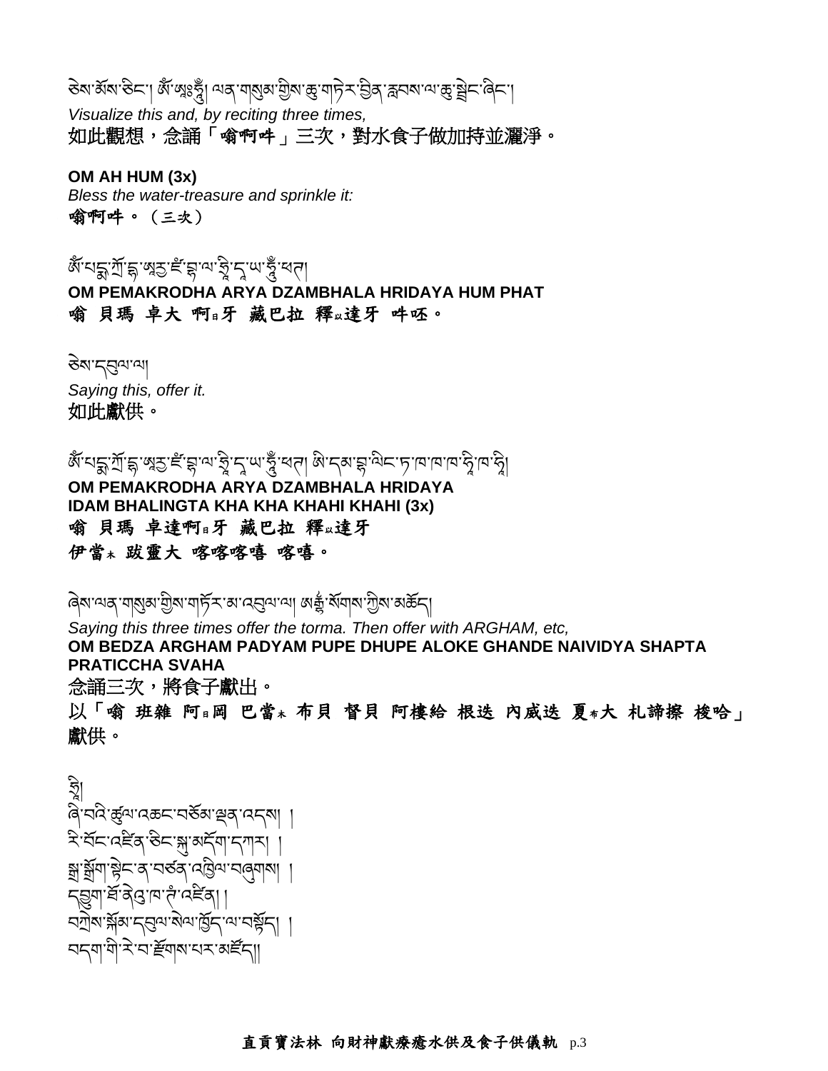ཅེས་མོས་ཅིང་། ཨོཾ་ཨཱཿཧཱུྃ། ལན་གསུམ་གྱིས་ཆུ་གཏེར་བྱིན་རླབས་ལ་ཆུ་སྤྲིང་ཞིང་།

*Visualize this and, by reciting three times,*

如此觀想，念誦「嗡啊吽」三次，對水食子做加持並灑淨。

**OM AH HUM (3x)**

*Bless the water-treasure and sprinkle it:*

**嗡啊吽。（三次）**

ཨོཾ་པདྨ་ཀྲོ་དྷ་ཨཱརྱ་ཛཾ་བྷ་ལ་ཧྲི་ད་ཡ་ཧཱུྃ་ཕཊ།

**OM PEMAKRODHA ARYA DZAMBHALA HRIDAYA HUM PHAT**

**嗡 貝瑪 卓大 啊日牙 藏巴拉 釋以達牙 吽呸。**

ཅེས་དབུལ་ལ།

*Saying this, offer it.*

如此獻供。

ཨོཾ་པདྨ་ཀྲོ་དྷ་ཨཱརྱ་ཛཾ་བྷ་ལ་ཧྲི་ད་ཡ་ཕཊ། ཨི་དམ་བྷ་ལིང་ཏ་ཁ་ཁ་ཁ་ཧི་ཁ་ཧི།

**OM PEMAKRODHA ARYA DZAMBHALA HRIDAYA IDAM BHALINGTA KHA KHA KHAHI KHAHI (3x)**

**嗡 貝瑪 卓達啊日牙 藏巴拉 釋以達牙 伊當木 跋靈大 喀喀喀嘻 喀嘻。**

ཞེས་ལན་གསུམ་གྱིས་གཏོར་མ་འབུལ་ལ། ཨརྒྷཾ་སོགས་ཀྱིས་མཆོད།

*Saying this three times offer the torma. Then offer with ARGHAM, etc,*

**OM BEDZA ARGHAM PADYAM PUPE DHUPE ALOKE GHANDE NAIVIDYA SHAPTA PRATICCHA SVAHA**

念誦三次，將食子獻出。

**以「嗡 班雜 阿日岡 巴當木 布貝 督貝 阿樓給 根迭 內威迭 夏布大 札諦擦 梭哈」**獻供。

ཧྲཱིཿ
ཞི་བའི་ཚུལ་འཆང་བཅོམ་ལྡན་འདས། །
རི་བོང་འཛིན་ཅིང་སྐུ་མདོག་དཀར། །
སྒྲ་སྒྲོག་སྟེང་ན་བཙན་འཁྱིལ་བཞུགས། །
དབྱུག་ཐོ་ནེའུ་ལ་ཏེ་འཛིན། །
བགེགས་སྐྲམ་དབུལ་སེལ་ཁྱོད་ལ་བསྟོད། །
བདག་གི་རེ་བ་རྫོགས་པར་མཛོད།།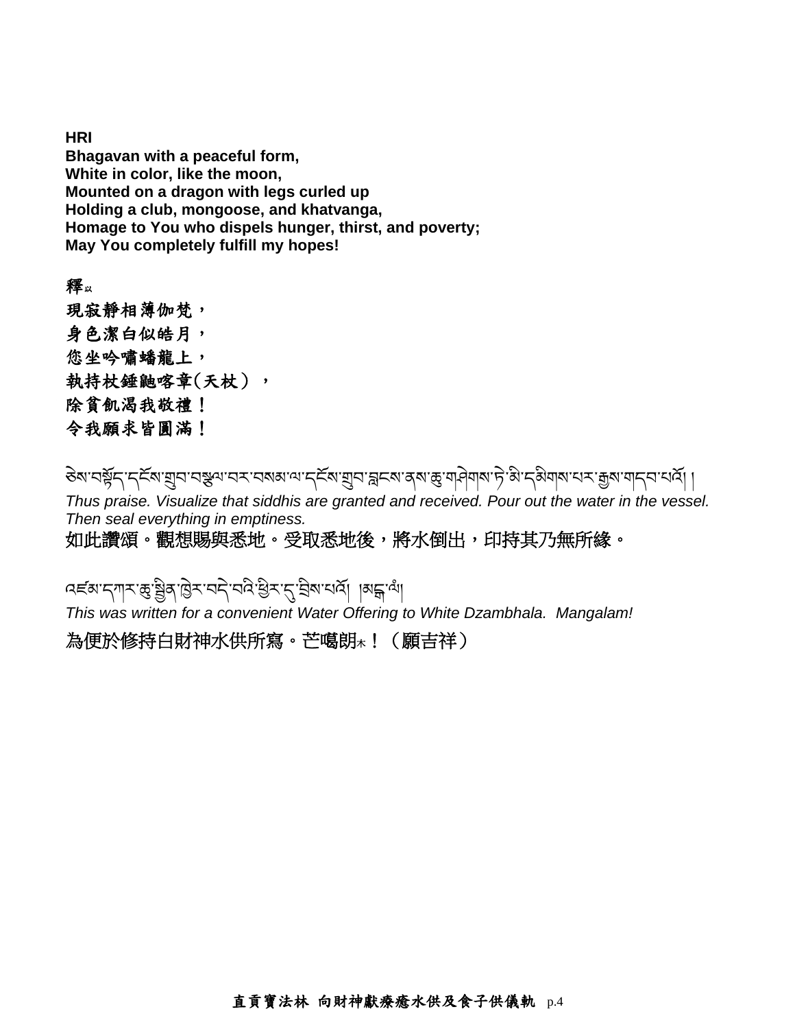**HRI**
**Bhagavan with a peaceful form,**
**White in color, like the moon,**
**Mounted on a dragon with legs curled up**
**Holding a club, mongoose, and khatvanga,**
**Homage to You who dispels hunger, thirst, and poverty;**
**May You completely fulfill my hopes!**

**釋以**
**現寂靜相薄伽梵，**
**身色潔白似皓月，**
**您坐吟嘯蟠龍上，**
**執持杖錘鼬喀章(天杖），**
**除貧飢渴我敬禮！**
**令我願求皆圓滿！**

ཅེས་བསྟོད་དངོས་གྲུབ་བསྩལ་བར་བསམ་ལ་དངོས་གྲུབ་བླངས་ནས་ཆུ་གཞིགས་ཏེ་མི་དམིགས་པར་རྒྱས་གདབ་པའོ། །
*Thus praise. Visualize that siddhis are granted and received. Pour out the water in the vessel. Then seal everything in emptiness.*
如此讚頌。觀想賜與悉地。受取悉地後，將水倒出，印持其乃無所緣。

འཛམ་དཀར་ཆུ་སྦྱིན་ཁྱེར་བདེ་བའི་ཕྱིར་དུ་བྲིས་པའོ། །མངྒ་ལཾ།
*This was written for a convenient Water Offering to White Dzambhala. Mangalam!*
為便於修持白財神水供所寫。芒噶朗木！（願吉祥）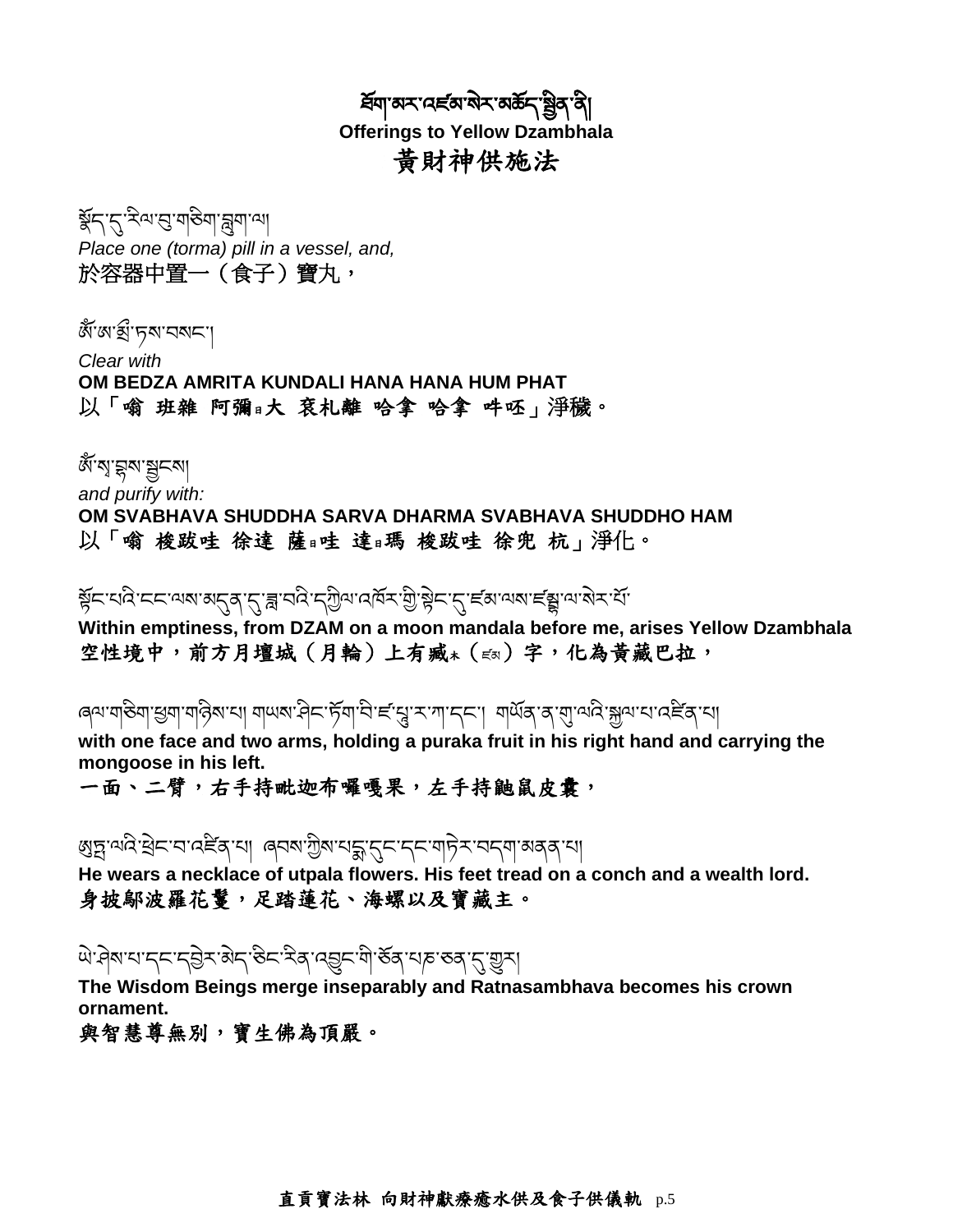# ཛམ་བྷ་ལ་སེར་པོའི་མཆོད་སྦྱིན་ནི། 
**Offerings to Yellow Dzambhala**

# 黃財神供施法

སྣོད་དུ་རིལ་བུ་གཅིག་བླུག་ལ། 
*Place one (torma) pill in a vessel, and,*
於容器中置一（食子）寶丸，

ཨོཾ་ཨ་མྲྀ་ཏས་བསང་། 
*Clear with*
**OM BEDZA AMRITA KUNDALI HANA HANA HUM PHAT**
以「嗡 班雜 阿彌日大 袞札離 哈拿 哈拿 吽呸」淨穢。

ཨོཾ་སྭ་བྷཱ་ཝས་སྦྱངས། 
*and purify with:*
**OM SVABHAVA SHUDDHA SARVA DHARMA SVABHAVA SHUDDHO HAM**
以「嗡 梭跋哇 徐達 薩日哇 達日瑪 梭跋哇 徐兜 杭」淨化。

སྟོང་པའི་ངང་ལས་མདུན་དུ་ཟླ་བའི་དཀྱིལ་འཁོར་གྱི་སྟེང་དུ་ཛཾ་ལས་ཛམྦྷ་ལ་སེར་པོ་
**Within emptiness, from DZAM on a moon mandala before me, arises Yellow Dzambhala**
空性境中，前方月壇城（月輪）上有臧木（ཛཾ）字，化為黃藏巴拉，

ཞལ་གཅིག་ཕྱག་གཉིས་པ། གཡས་ཤིང་ཏོག་བི་ཛ་པཱུ་ར་ཀ་དང་། གཡོན་ན་ནེ་ཙོ་ལེའི་སྐྱུག་པ་འཛིན་པ། 
**with one face and two arms, holding a puraka fruit in his right hand and carrying the mongoose in his left.**
一面、二臂，右手持毗迦布囉嘎果，左手持鼬鼠皮囊，

ཨུཏྤ་ལའི་ཕྲེང་བ་འཛིན་པ། ཞབས་ཀྱིས་པདྨ་དུང་དང་གཏེར་བདག་མནན་པ། 
**He wears a necklace of utpala flowers. His feet tread on a conch and a wealth lord.**
身披鄔波羅花鬘，足踏蓮花、海螺以及寶藏主。

ཡེ་ཤེས་པ་དང་དབྱེར་མེད་ཅིང་རིན་འབྱུང་གི་ཅོད་པཎ་ཅན་དུ་གྱུར། 
**The Wisdom Beings merge inseparably and Ratnasambhava becomes his crown ornament.**
與智慧尊無別，寶生佛為頂嚴。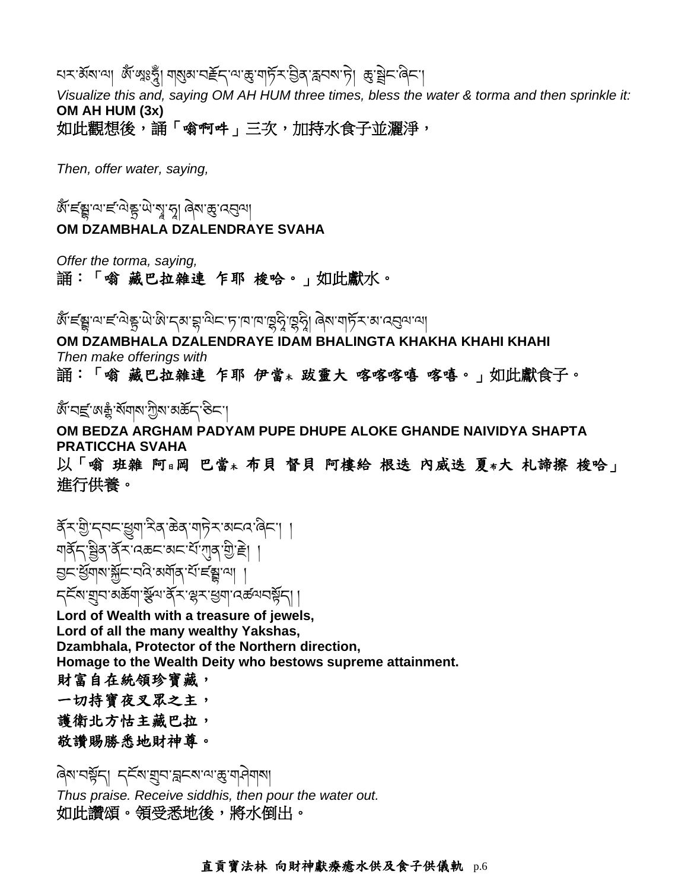པར་མོས་ལ། ཨོཾ་ཨཱཿཧཱུྃ། གསུམ་བརྗོད་ལ་ཆུ་གཏོར་བྱིན་རླབས་ཏེ། ཆུ་སྦྲེང་ཞིང་།

*Visualize this and, saying OM AH HUM three times, bless the water & torma and then sprinkle it:*

**OM AH HUM (3x)**

如此觀想後，誦「嗡啊吽」三次，加持水食子並灑淨，

*Then, offer water, saying,*

ཨོཾ་ཛམྦྷ་ལ་ཛ་ལེནྡྲ་ཡེ་སྭཱ་ཧཱ། ཞེས་ཆུ་འབུལ།

**OM DZAMBHALA DZALENDRAYE SVAHA**

*Offer the torma, saying,*

誦：「嗡 藏巴拉雜連 乍耶 梭哈。」如此獻水。

ཨོཾ་ཛམྦྷ་ལ་ཛ་ལེནྡྲ་ཡེ་ཨི་དམ་བྷ་ལིང་ཏ་ཁ་ཁ་ཁཱ་ཧི་ཁཱ་ཧི། ཞེས་གཏོར་མ་འབུལ་ལ།

**OM DZAMBHALA DZALENDRAYE IDAM BHALINGTA KHAKHA KHAHI KHAHI**

*Then make offerings with*

誦：「嗡 藏巴拉雜連 乍耶 伊當木 跋靈大 喀喀喀嘻 喀嘻。」如此獻食子。

ཨོཾ་བཛྲ་ཨརྒྷཾ་སོགས་ཀྱིས་མཆོད་ཅིང་།

**OM BEDZA ARGHAM PADYAM PUPE DHUPE ALOKE GHANDE NAIVIDYA SHAPTA PRATICCHA SVAHA**

以「嗡 班雜 阿日岡 巴當木 布貝 督貝 阿樓給 根迭 內威迭 夏布大 札諦擦 梭哈」進行供養。

ནོར་གྱི་དབང་ཕྱུག་རིན་ཆེན་གཏེར་མངའ་ཞིང་། །
གནོད་སྦྱིན་ནོར་འཆང་མང་པོ་ཀུན་གྱི་རྗེ། །
བྱང་ཕྱོགས་སྐྱོང་བའི་མགོན་པོ་ཛམྦྷ་ལ། །
དངོས་གྲུབ་མཆོག་སྩོལ་ནོར་ལྷར་ཕྱག་འཚལ་བསྟོད། །

**Lord of Wealth with a treasure of jewels,**
**Lord of all the many wealthy Yakshas,**
**Dzambhala, Protector of the Northern direction,**
**Homage to the Wealth Deity who bestows supreme attainment.**

財富自在統領珍寶藏，
一切持寶夜叉眾之主，
護衛北方怙主藏巴拉，
敬讚賜勝悉地財神尊。

ཞེས་བསྟོད། དངོས་གྲུབ་བླངས་ལ་ཆུ་གཤེགས།

*Thus praise. Receive siddhis, then pour the water out.*

如此讚頌。領受悉地後，將水倒出。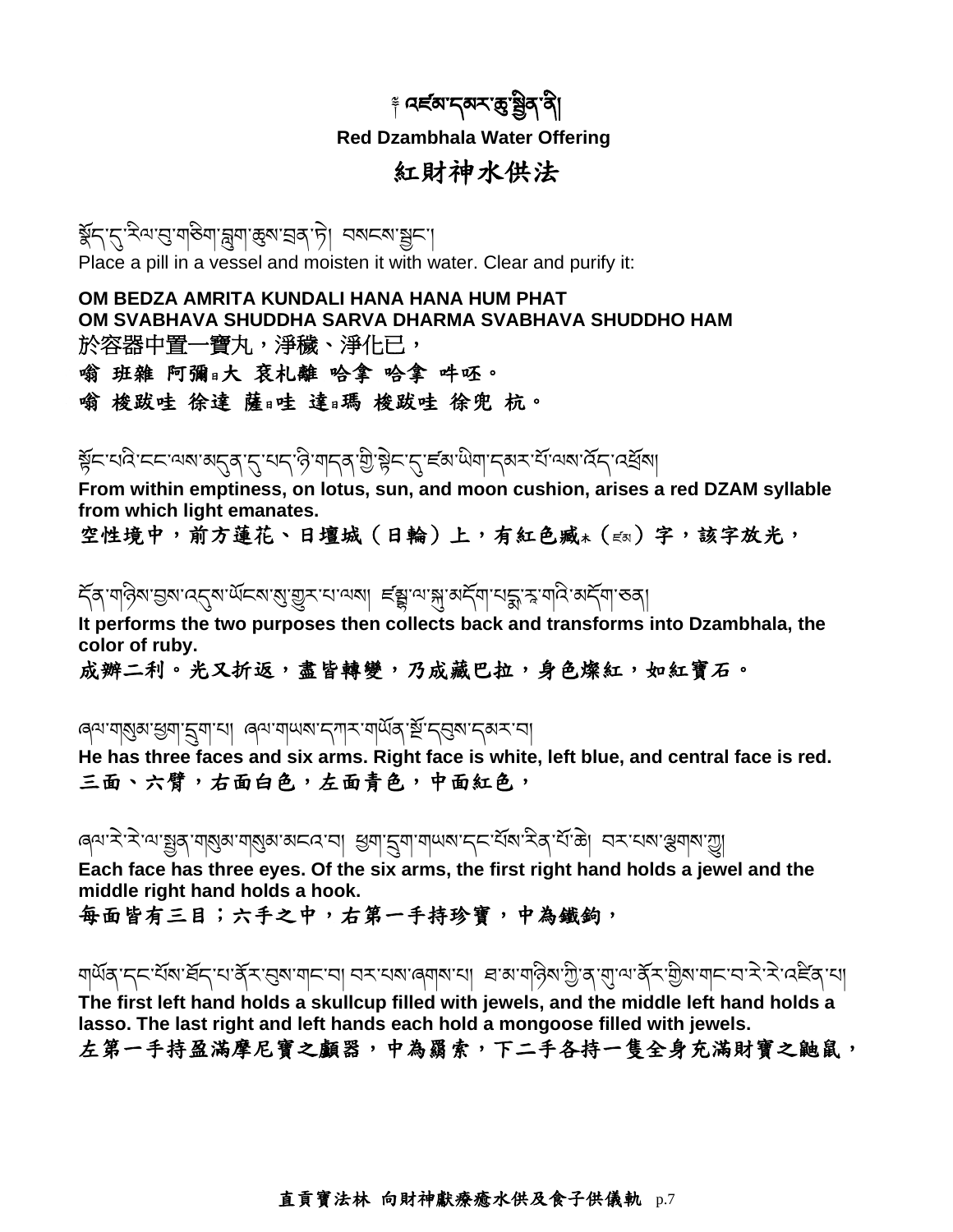# ༄ འཛམ་དམར་ཆུ་སྦྱིན་ནི།

**Red Dzambhala Water Offering**

## 紅財神水供法

སྣོད་དུ་རིལ་བུ་གཅིག་བླུག་ཆུས་བྲན་ཏེ། བསངས་སྦྱང་།

Place a pill in a vessel and moisten it with water. Clear and purify it:

**OM BEDZA AMRITA KUNDALI HANA HANA HUM PHAT**
**OM SVABHAVA SHUDDHA SARVA DHARMA SVABHAVA SHUDDHO HAM**

於容器中置一寶丸，淨穢、淨化已，

**嗡 班雜 阿彌日大 袞札離 哈拿 哈拿 吽呸。**

**嗡 梭跋哇 徐達 薩日哇 達日瑪 梭跋哇 徐兜 杭。**

སྟོང་པའི་ངང་ལས་མདུན་དུ་པད་ཉི་གདན་གྱི་སྟེང་དུ་ཛམ་ཡིག་དམར་པོ་ལས་འོད་འཕྲོས།

**From within emptiness, on lotus, sun, and moon cushion, arises a red DZAM syllable from which light emanates.**

空性境中，前方蓮花、日壇城（日輪）上，有紅色臧ㄗ（ཛམ）字，該字放光，

དོན་གཉིས་བྱས་འདུས་ཡོངས་སུ་གྱུར་པ་ལས། ཛམྦྷ་ལ་སྐུ་མདོག་པདྨ་རཱ་གའི་མདོག་ཅན།

**It performs the two purposes then collects back and transforms into Dzambhala, the color of ruby.**

成辦二利。光又折返，盡皆轉變，乃成藏巴拉，身色燦紅，如紅寶石。

ཞལ་གསུམ་ཕྱག་དྲུག་པ། ཞལ་གཡས་དཀར་གཡོན་སྔོ་དབུས་དམར་བ།

**He has three faces and six arms. Right face is white, left blue, and central face is red.**

三面、六臂，右面白色，左面青色，中面紅色，

ཞལ་རེ་རེ་ལ་སྤྱན་གསུམ་གསུམ་མངའ་བ། ཕྱག་དྲུག་གཡས་དང་པོས་རིན་པོ་ཆེ། བར་པས་ལྕགས་ཀྱུ།

**Each face has three eyes. Of the six arms, the first right hand holds a jewel and the middle right hand holds a hook.**

每面皆有三目；六手之中，右第一手持珍寶，中為鐵鉤，

གཡོན་དང་པོས་ཐོད་པ་ནོར་བུས་གང་བ། བར་པས་ཞགས་པ། ཐ་མ་གཉིས་ཀྱི་ནེ་ཤུ་ལ་ནོར་གྱིས་གང་བ་རེ་རེ་འཛིན་པ།

**The first left hand holds a skullcup filled with jewels, and the middle left hand holds a lasso. The last right and left hands each hold a mongoose filled with jewels.**

左第一手持盈滿摩尼寶之顱器，中為羂索，下二手各持一隻全身充滿財寶之鼬鼠，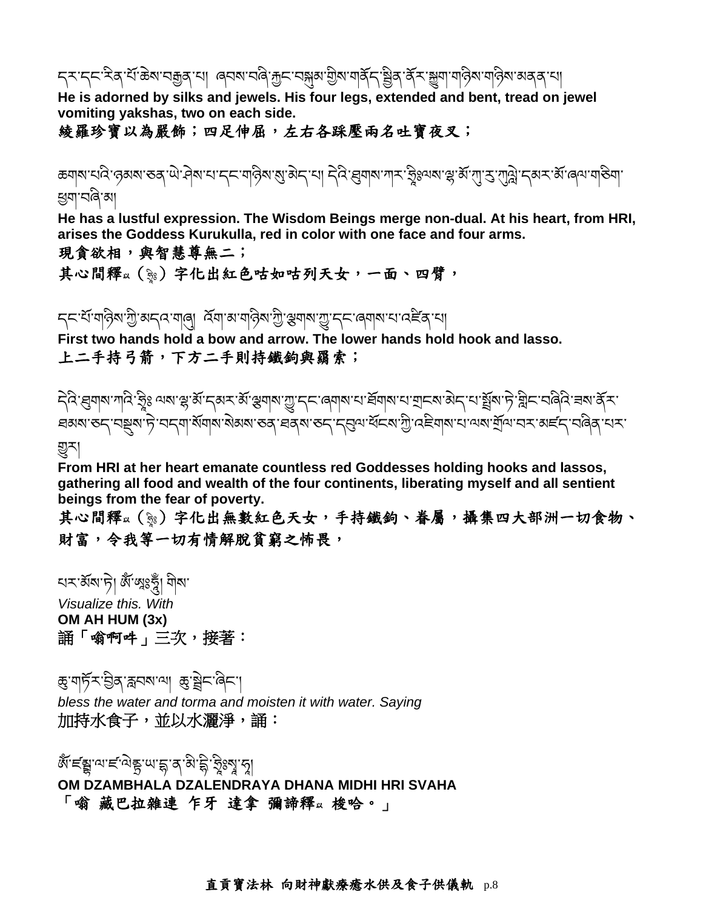དར་དང་རིན་པོ་ཆེས་བརྒྱན་པ། ཞབས་བཞི་རྐྱང་བསྐུམ་གྱིས་གནོད་སྦྱིན་ནོར་སྐྱུག་གཉིས་གཉིས་མནན་པ།

**He is adorned by silks and jewels. His four legs, extended and bent, tread on jewel vomiting yakshas, two on each side.**

綾羅珍寶以為嚴飾；四足伸屈，左右各踩壓兩名吐寶夜叉；

ཆགས་པའི་ཉམས་ཅན་ཡེ་ཤེས་པ་དང་གཉིས་སུ་མེད་པ། དེའི་ཐུགས་ཀར་ཧྲཱིཿལས་ལྷ་མོ་ཀུ་རུ་ཀུལླེ་དམར་མོ་ཞལ་གཅིག་ཕྱག་བཞི་མ།

**He has a lustful expression. The Wisdom Beings merge non-dual. At his heart, from HRI, arises the Goddess Kurukulla, red in color with one face and four arms.**

現貪欲相，與智慧尊無二；

其心間釋ㄖ（ཧྲཱིཿ）字化出紅色咕如咕列天女，一面、四臂，

དང་པོ་གཉིས་ཀྱི་མདའ་གཞུ། འོག་མ་གཉིས་ཀྱི་ལྕགས་ཀྱུ་དང་ཞགས་པ་འཛིན་པ།

**First two hands hold a bow and arrow. The lower hands hold hook and lasso.**

上二手持弓箭，下方二手則持鐵鉤與羂索；

དེའི་ཐུགས་ཀའི་ཧྲཱིཿ ལས་ལྷ་མོ་དམར་མོ་ལྕགས་ཀྱུ་དང་ཞགས་པ་ཐོགས་པ་གྲངས་མེད་པ་སྤྲོས་ཏེ་གླིང་བཞིའི་ཟས་ནོར་ཐམས་ཅད་བསྡུས་ཏེ་བདག་སོགས་སེམས་ཅན་ཐམས་ཅད་དབུལ་ཕོངས་ཀྱི་འཇིགས་པ་ལས་གྲོལ་བར་མཛད་བཞིན་པར་གྱུར།

**From HRI at her heart emanate countless red Goddesses holding hooks and lassos, gathering all food and wealth of the four continents, liberating myself and all sentient beings from the fear of poverty.**

其心間釋ㄖ（ཧྲཱིཿ）字化出無數紅色天女，手持鐵鉤、眷屬，攝集四大部洲一切食物、財富，令我等一切有情解脫貧窮之怖畏，

པར་བསམ་ཏེ། ཨོཾ་ཨཱཿཧཱུྃ། གིས་

*Visualize this. With*

**OM AH HUM (3x)**

誦「嗡啊吽」三次，接著：

ཆུ་གཏོར་བྱིན་རླབས་ལ། ཆུ་སྦྲིང་ཞིང་།

*bless the water and torma and moisten it with water. Saying*

加持水食子，並以水灑淨，誦：

ཨོཾ་ཛམྦྷ་ལ་ཛ་ལེནྡྲ་ཡ་དྷ་ན་མི་དྷི་ཧྲཱིཿསྭཱ་ཧཱ།

**OM DZAMBHALA DZALENDRAYA DHANA MIDHI HRI SVAHA**

「嗡 藏巴拉雜連 乍牙 達拿 彌諦釋ㄖ 梭哈。」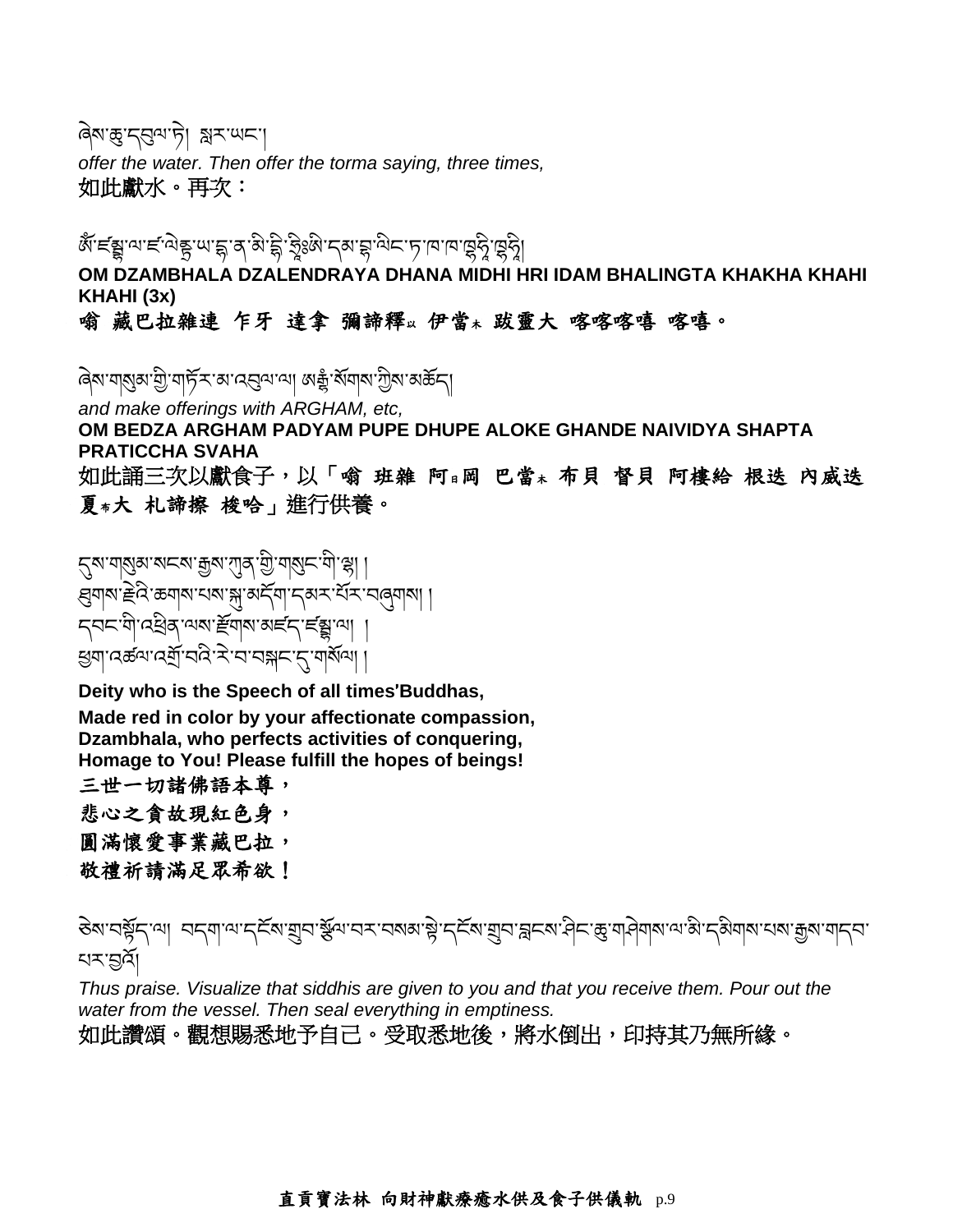ཞེས་ཆུ་དབུལ་ཏེ། སྐར་ཡང་།

*offer the water. Then offer the torma saying, three times,*

如此獻水。再次：

ཨོཾ་ཛམྦྷ་ལ་ཛ་ལེནྡྲ་ཡ་དྷ་ན་མེ་དྷི་ཧྲཱི་ཧྲིཿཨི་དམ་བྷ་ལིང་ཏ་ཁ་ཁ་ཁཱ་ཧི་ཁཱ་ཧི།

**OM DZAMBHALA DZALENDRAYA DHANA MIDHI HRI IDAM BHALINGTA KHAKHA KHAHI KHAHI (3x)**

**嗡 藏巴拉雜連 乍牙 達拿 彌諦釋以 伊當木 跋靈大 喀喀喀嘻 喀嘻。**

ཞེས་གསུམ་གྱི་གཏོར་མ་འབུལ་ལ། ཨརྒྷཾ་སོགས་ཀྱིས་མཆོད།

*and make offerings with ARGHAM, etc,*

**OM BEDZA ARGHAM PADYAM PUPE DHUPE ALOKE GHANDE NAIVIDYA SHAPTA PRATICCHA SVAHA**

如此誦三次以獻食子，以「**嗡 班雜 阿日岡 巴當木 布貝 督貝 阿樓給 根迭 內威迭 夏布大 札諦擦 梭哈**」進行供養。

དུས་གསུམ་སངས་རྒྱས་ཀུན་གྱི་གསུང་གི་ལྷ། །
ཐུགས་རྗེའི་ཆགས་པས་སྐུ་མདོག་དམར་པོར་བཞུགས། །
དབང་གི་འཕྲིན་ལས་རྫོགས་མཛད་ཛམྦྷ་ལ། །
ཕྱག་འཚལ་འགྲོ་བའི་རེ་བ་བསྐང་དུ་གསོལ། །

**Deity who is the Speech of all times'Buddhas,**
**Made red in color by your affectionate compassion,**
**Dzambhala, who perfects activities of conquering,**
**Homage to You! Please fulfill the hopes of beings!**

**三世一切諸佛語本尊，**
**悲心之貪故現紅色身，**
**圓滿懷愛事業藏巴拉，**
**敬禮祈請滿足眾希欲！**

ཅེས་བསྟོད་ལ། བདག་ལ་དངོས་གྲུབ་སྩོལ་བར་བསམ་སྟེ་དངོས་གྲུབ་བླངས་ཤིང་ཆུ་གཉེར་ལ་མི་དམིགས་པས་རྒྱས་གདབ་པར་བྱའོ།

*Thus praise. Visualize that siddhis are given to you and that you receive them. Pour out the water from the vessel. Then seal everything in emptiness.*

如此讚頌。觀想賜悉地予自己。受取悉地後，將水倒出，印持其乃無所緣。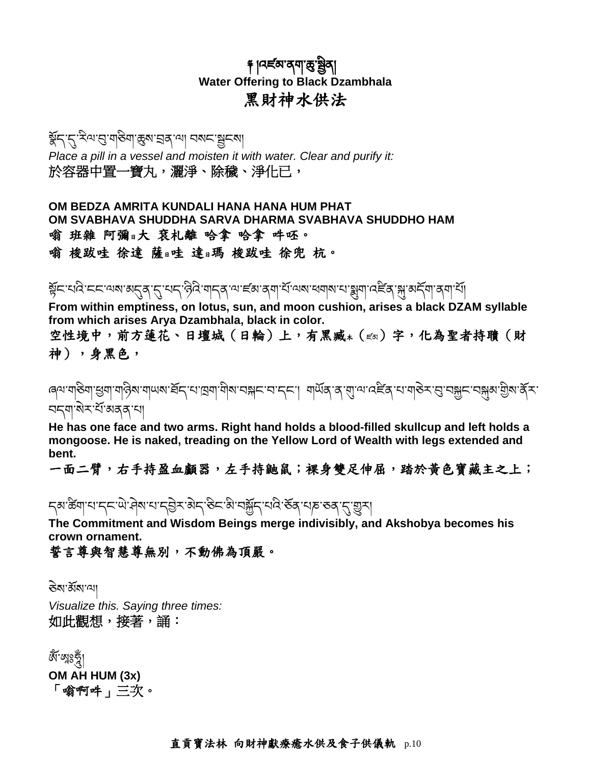# ༄། །འཛམ་ནག་ཆུ་སྦྱིན།

**Water Offering to Black Dzambhala**

# 黑財神水供法

སྣོད་དུ་རིལ་བུ་གཅིག་ཆུས་བྲན་ལ། བསང་སྦྱངས།

*Place a pill in a vessel and moisten it with water. Clear and purify it:*

於容器中置一寶丸，灑淨、除穢、淨化已，

**OM BEDZA AMRITA KUNDALI HANA HANA HUM PHAT**
**OM SVABHAVA SHUDDHA SARVA DHARMA SVABHAVA SHUDDHO HAM**

**嗡 班雜 阿彌日大 袞札離 哈拿 哈拿 吽呸。**

**嗡 梭趴哇 徐達 薩日哇 達日瑪 梭趴哇 徐兜 杭。**

སྟོང་པའི་ངང་ལས་མདུན་དུ་པད་ཉིའི་གདན་ལ་ཛམ་ནག་པོ་ལས་འཕགས་པ་སྒྲུབ་འཛིན་སྐུ་མདོག་ནག་པོ།

**From within emptiness, on lotus, sun, and moon cushion, arises a black DZAM syllable from which arises Arya Dzambhala, black in color.**

**空性境中，前方蓮花、日壇城（日輪）上，有黑藏木（ཛམ）字，化為聖者持瓚（財神），身黑色，**

ཞལ་གཅིག་ཕྱག་གཉིས་གཡས་ཐོད་པ་ཁྲག་གིས་བཀང་བ་དང་། གཡོན་ན་ཀུ་ལ་འཛིན་པ་གཅེར་བུ་བསྐྱང་བསྐུམ་གྱིས་ནོར་བདག་སེར་པོ་མནན་པ།

**He has one face and two arms. Right hand holds a blood-filled skullcup and left holds a mongoose. He is naked, treading on the Yellow Lord of Wealth with legs extended and bent.**

**一面二臂，右手持盈血顱器，左手持鼬鼠；裸身雙足伸屈，踏於黃色寶藏主之上；**

དམ་ཚིག་པ་དང་ཡེ་ཤེས་པ་དབྱེར་མེད་ཅིང་མི་བསྐྱོད་པའི་ཅོད་པཎ་ཅན་དུ་གྱུར།

**The Commitment and Wisdom Beings merge indivisibly, and Akshobya becomes his crown ornament.**

**誓言尊與智慧尊無別，不動佛為頂嚴。**

ཅེས་མོས་ལ།

*Visualize this. Saying three times:*

如此觀想，接著，誦：

ཨོཾ་ཨཱཿཧཱུྃ།

**OM AH HUM (3x)**

「**嗡啊吽**」三次。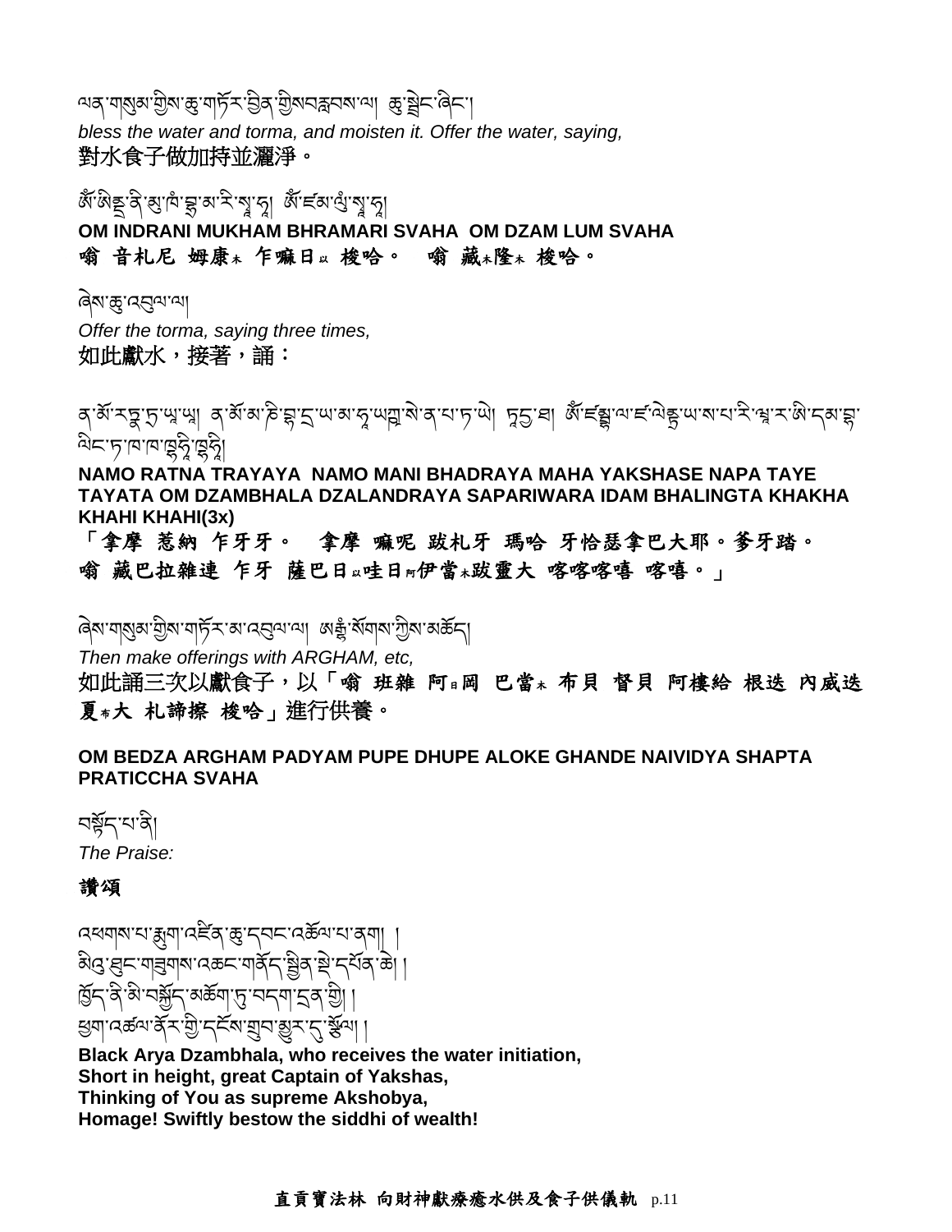ལན་གསུམ་གྱིས་ཆུ་གཏོར་བྱིན་གྱིསབརླབས་ལ། ཆུ་སྦྱིང་ཞིང་།

*bless the water and torma, and moisten it. Offer the water, saying,*

對水食子做加持並灑淨。

ཨོཾ་ཨིནྡྲ་ཎི་མུ་ཁཾ་བྷྲ་མ་རི་སྭཱ་ཧཱ། ཨོཾ་ཛམ་ལུཾ་སྭཱ་ཧཱ།

**OM INDRANI MUKHAM BHRAMARI SVAHA OM DZAM LUM SVAHA**

**嗡 音札尼 姆康未 乍嘛日以 梭哈。 嗡 藏未隆未 梭哈。**

ཞེས་ཆུ་འབུལ་ལ།

*Offer the torma, saying three times,*

如此獻水，接著，誦：

ན་མོ་རཏྣ་ཏྲ་ཡཱ་ཡ། ན་མོ་མ་ཎི་བྷ་དྲ་ཡ་མ་ཧཱ་ཡཀྵ་སེ་ན་པ་ཏ་ཡེ། ཏདྱ་ཐཱ། ཨོཾ་ཛམྦྷ་ལ་ཛ་ལེནྡྲ་ཡ་ས་པ་རི་ཝཱ་ར་ཨི་དམ་བྷ་ལིང་ཏ་ཁ་ཁ་ཁཱ་ཧི་ཁཱ་ཧི།

**NAMO RATNA TRAYAYA NAMO MANI BHADRAYA MAHA YAKSHASE NAPA TAYE TAYATA OM DZAMBHALA DZALANDRAYA SAPARIWARA IDAM BHALINGTA KHAKHA KHAHI KHAHI(3x)**

**「拿摩 惹納 乍牙牙。 拿摩 嘛呢 跋札牙 瑪哈 牙恰瑟拿巴大耶。爹牙踏。嗡 藏巴拉雜連 乍牙 薩巴日以哇日阿伊當未跋靈大 喀喀喀嘻 喀嘻。」**

ཞེས་གསུམ་གྱིས་གཏོར་མ་འབུལ་ལ། ཨརྒྷཾ་སོགས་ཀྱིས་མཆོད།

*Then make offerings with ARGHAM, etc,*

如此誦三次以獻食子，以「**嗡 班雜 阿日岡 巴當未 布貝 督貝 阿樓給 根迭 內威迭 夏布大 札諦擦 梭哈**」進行供養。

**OM BEDZA ARGHAM PADYAM PUPE DHUPE ALOKE GHANDE NAIVIDYA SHAPTA PRATICCHA SVAHA**

བསྟོད་པ་ནི།

*The Praise:*

**讚頌**

འཕགས་པ་རྒྱུག་འཛིན་ཆུ་དབང་འཚོལ་པ་ནག །
མིའུ་ཐུང་གཟུགས་འཆང་གནོད་སྦྱིན་སྡེ་དཔོན་ཆེ། །
ཁྱོད་ནི་མི་བསྐྱོད་མཆོག་ཏུ་བདག་དྲན་གྱི། །
ཕྱག་འཚལ་ནོར་གྱི་དངོས་གྲུབ་མྱུར་དུ་སྩོལ། །

**Black Arya Dzambhala, who receives the water initiation,**
**Short in height, great Captain of Yakshas,**
**Thinking of You as supreme Akshobya,**
**Homage! Swiftly bestow the siddhi of wealth!**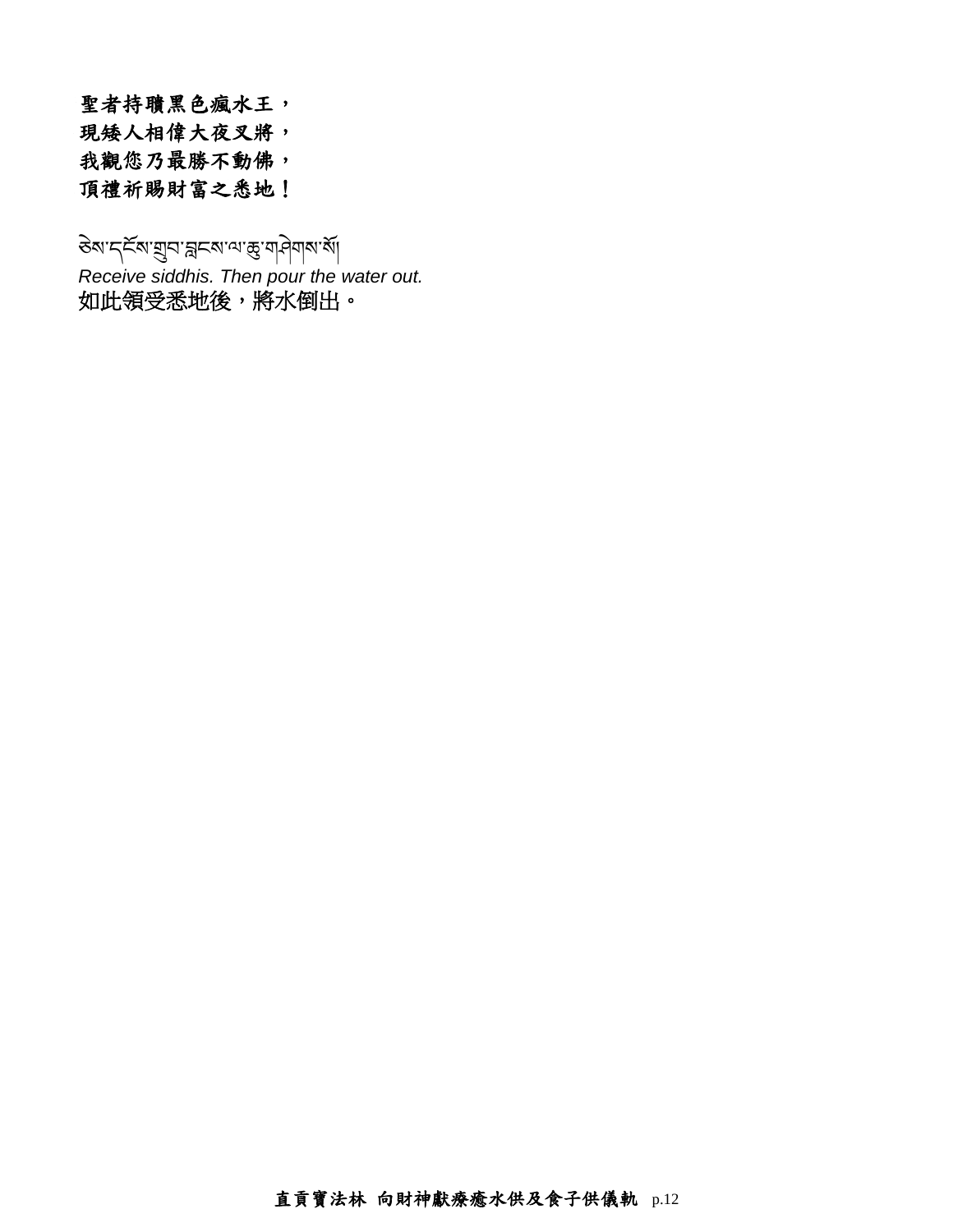**聖者持贖黑色瘋水王，**
**現矮人相偉大夜叉將，**
**我觀您乃最勝不動佛，**
**頂禮祈賜財富之悉地！**

ཅེས་དངོས་གྲུབ་བླངས་ལ་ཆུ་གཞིགས་སོ།

*Receive siddhis. Then pour the water out.*

如此領受悉地後，將水倒出。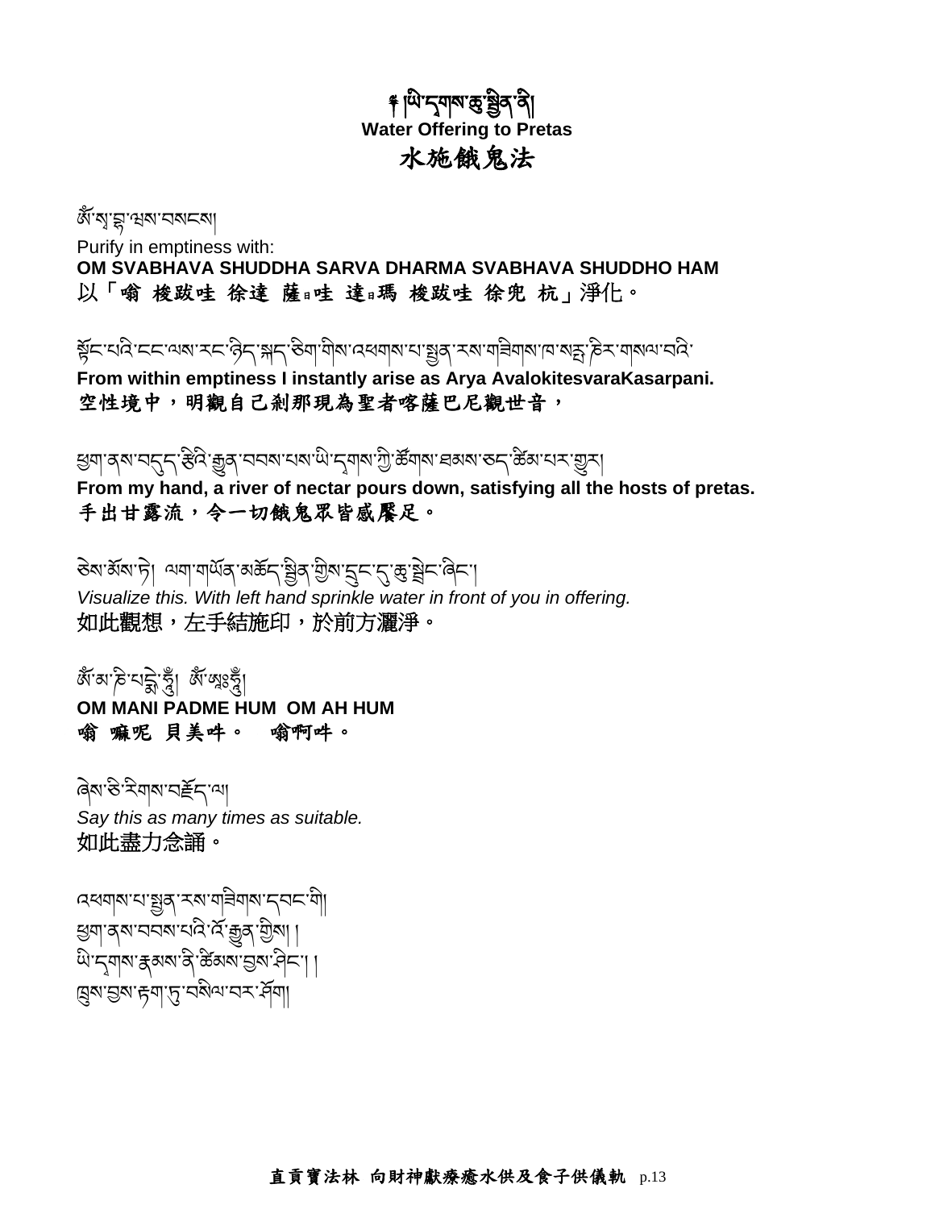# ༄། །ཡི་དྭགས་ཆུ་སྦྱིན་ནི།
**Water Offering to Pretas**
# 水施餓鬼法

ཨོཾ་སྭ་བྷཱ་ཞེས་པས་སྦྱངས།
Purify in emptiness with:
**OM SVABHAVA SHUDDHA SARVA DHARMA SVABHAVA SHUDDHO HAM**
以「嗡 梭跋哇 徐達 薩日哇 達日瑪 梭跋哇 徐兜 杭」淨化。

སྟོང་པའི་ངང་ལས་རང་ཉིད་སྐད་ཅིག་གིས་འཕགས་པ་སྤྱན་རས་གཟིགས་ཁ་སརྤ་ཎིར་གསལ་བའི་
**From within emptiness I instantly arise as Arya AvalokitesvaraKasarpani.**
空性境中，明觀自己剎那現為聖者喀薩巴尼觀世音，

ཕྱག་ནས་བདུད་རྩིའི་རྒྱུན་བབས་པས་ཡི་དྭགས་ཀྱི་ཚོགས་ཐམས་ཅད་ཚིམ་པར་གྱུར།
**From my hand, a river of nectar pours down, satisfying all the hosts of pretas.**
手出甘露流，令一切餓鬼眾皆感饜足。

ཅེས་བསམ་ཏེ། ལག་གཡོན་མཆོད་སྦྱིན་གྱིས་དྲང་དུ་ཆུ་སྦྲེང་ཞིང་།
*Visualize this. With left hand sprinkle water in front of you in offering.*
如此觀想，左手結施印，於前方灑淨。

ཨོཾ་མ་ཎི་པདྨེ་ཧཱུྃ། ཨོཾ་ཨཱཿཧཱུྃ།
**OM MANI PADME HUM OM AH HUM**
嗡 嘛呢 貝美吽。 嗡啊吽。

ཞེས་ཅི་རིགས་བརྗོད་ལ།
*Say this as many times as suitable.*
如此盡力念誦。

འཕགས་པ་སྤྱན་རས་གཟིགས་དབང་གི།
ཕྱག་ནས་བབས་པའི་འོ་རྒྱུན་གྱིས། །
ཡི་དྭགས་རྣམས་ནི་ཚིམས་བྱས་ཤིང་། །
ཁྲུས་བྱས་རྟག་ཏུ་བསིལ་བར་ཤོག།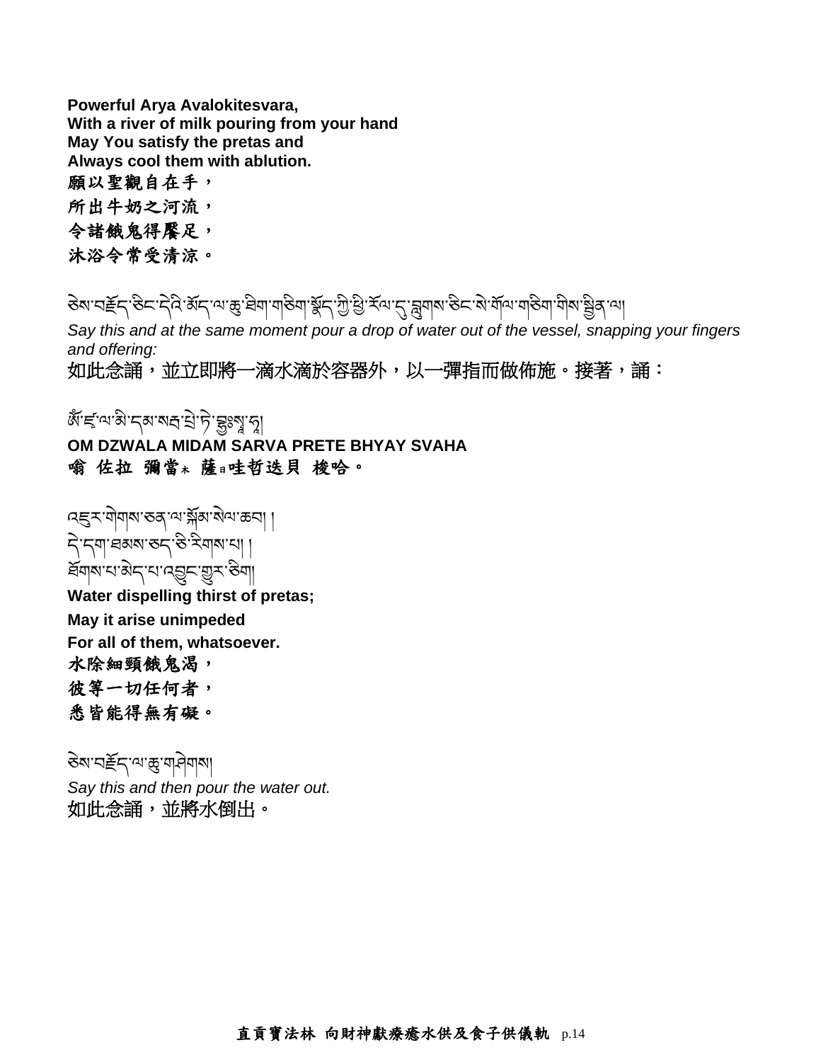**Powerful Arya Avalokitesvara,**
**With a river of milk pouring from your hand**
**May You satisfy the pretas and**
**Always cool them with ablution.**

願以聖觀自在手，
所出牛奶之河流，
令諸餓鬼得饜足，
沐浴令常受清涼。

ཅེས་བརྗོད་ཅིང་དེའི་མོད་ལ་ཆུ་ཐིག་གཅིག་སྣོད་ཀྱི་ཕྱི་རོལ་དུ་བླུགས་ཅིང་སེ་གོལ་གཅིག་གིས་སྦྱིན་ལ།

*Say this and at the same moment pour a drop of water out of the vessel, snapping your fingers and offering:*

如此念誦，並立即將一滴水滴於容器外，以一彈指而做佈施。接著，誦：

ཨོཾ་ཛྭ་ལ་མི་དམ་སརྦ་པྲེ་ཏེ་བྷྱཿསྭཱ་ཧཱ།

**OM DZWALA MIDAM SARVA PRETE BHYAY SVAHA**

嗡 佐拉 彌當木 薩日哇哲迭貝 梭哈。

འཛུར་གེགས་ཅན་ལ་སྐོམ་སེལ་ཆབ། །
དེ་དག་ཐམས་ཅད་ཅི་རིགས་པ། །
ཐོགས་པ་མེད་པ་འབྱུང་གྱུར་ཅིག།

**Water dispelling thirst of pretas;**
**May it arise unimpeded**
**For all of them, whatsoever.**

水除細頸餓鬼渴，
彼等一切任何者，
悉皆能得無有礙。

ཅེས་བརྗོད་ལ་ཆུ་གཞིགས།

*Say this and then pour the water out.*

如此念誦，並將水倒出。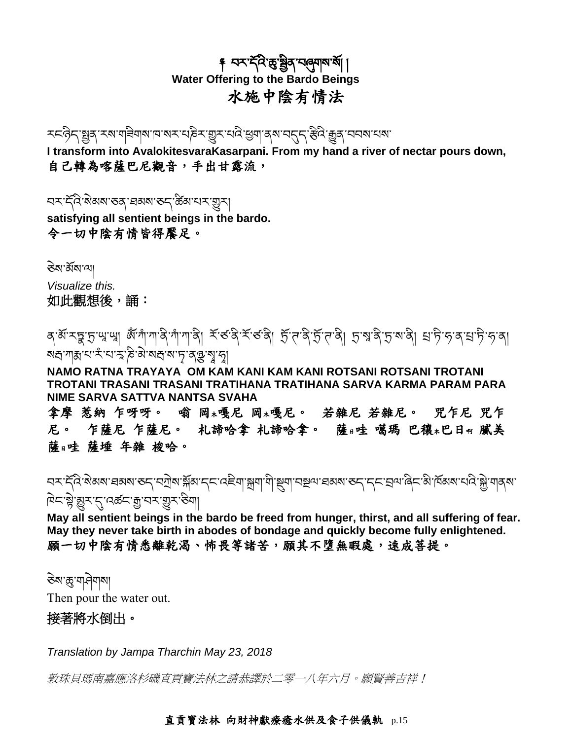# ༄ བར་དོའི་ཆུ་སྦྱིན་བཞུགས་སོ། །

**Water Offering to the Bardo Beings**

# 水施中陰有情法

རང་ཉིད་སྤྱན་རས་གཟིགས་ཁ་སར་པ་ཎི་གྱུར་པའི་ཕྱག་ནས་བདུད་རྩིའི་རྒྱུན་བབས་པས་

**I transform into AvalokitesvaraKasarpani. From my hand a river of nectar pours down,**

**自己轉為喀薩巴尼觀音，手出甘露流，**

བར་དོའི་སེམས་ཅན་ཐམས་ཅད་ཚིམ་པར་གྱུར།

**satisfying all sentient beings in the bardo.**

**令一切中陰有情皆得饜足。**

ཅེས་མོས་ལ།

*Visualize this.*

如此觀想後，誦：

ན་མོ་རཏྣ་ཏྲ་ཡཱ་ཡཱ། ཨོཾ་ཀཾ་ཀ་ནི་ཀཾ་ཀ་ནི། རོ་ཙ་ནི་རོ་ཙ་ནི། ཏྲོ་ཊ་ནི་ཏྲོ་ཊ་ནི། ཏྲ་སྭ་ནི་ཏྲ་ས་ནི། ཧྲ་ཏི་ཧ་ན་ཧྲ་ཏི་ཧ་ན། སརྦ་ཀརྨ་པ་རཾ་པ་རཱ་ཎི་མེ་སརྦ་ས་ཏྭ་ནཉྩ་སྭཱ་ཧཱ།

**NAMO RATNA TRAYAYA OM KAM KANI KAM KANI ROTSANI ROTSANI TROTANI TROTANI TRASANI TRASANI TRATIHANA TRATIHANA SARVA KARMA PARAM PARA NIME SARVA SATTVA NANTSA SVAHA**

**拿摩 惹納 乍呀呀。 嗡 岡木嘎尼 岡木嘎尼。 若雜尼 若雜尼。 咒乍尼 咒乍尼。 乍薩尼 乍薩尼。 札諦哈拿 札諦哈拿。 薩日哇 噶瑪 巴穰木巴日呵 膩美 薩日哇 薩埵 年雜 梭哈。**

བར་དོའི་སེམས་ཐམས་ཅད་བཀྲེས་སྐོམ་དང་འཇིགས་སྐྲག་གི་སྡུག་བསྔལ་ཐམས་ཅད་དང་བྲལ་ཞིང་མི་ཁོམས་པའི་སྐྱེ་གནས་ཁིང་སྟེ་མྱུར་དུ་འཚང་རྒྱ་བར་གྱུར་ཅིག།

**May all sentient beings in the bardo be freed from hunger, thirst, and all suffering of fear. May they never take birth in abodes of bondage and quickly become fully enlightened.**

**願一切中陰有情悉離乾渴、怖畏等諸苦，願其不墮無暇處，速成菩提。**

ཅེས་ཆུ་གཡུགས།

Then pour the water out.

接著將水倒出。

*Translation by Jampa Tharchin May 23, 2018*

*敦珠貝瑪南嘉應洛杉磯直貢寶法林之請恭譯於二零一八年六月。願賢善吉祥！*